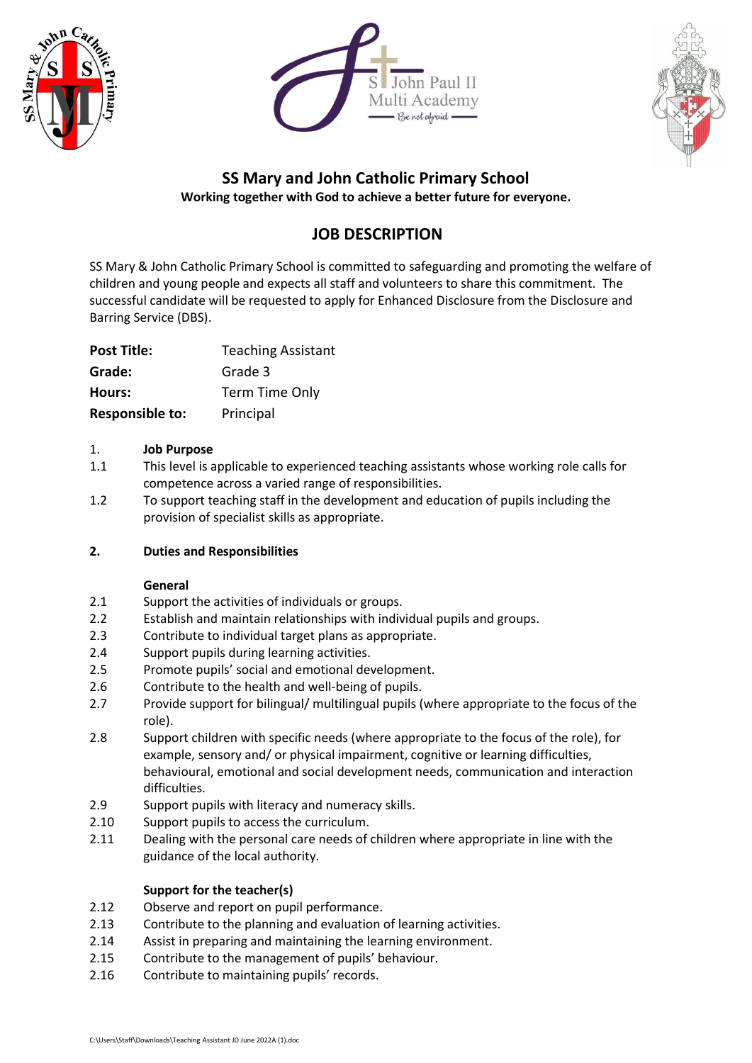# SS Mary and John Catholic Primary School

**Working together with God to achieve a better future for everyone.**

## JOB DESCRIPTION

SS Mary & John Catholic Primary School is committed to safeguarding and promoting the welfare of children and young people and expects all staff and volunteers to share this commitment. The successful candidate will be requested to apply for Enhanced Disclosure from the Disclosure and Barring Service (DBS).

| | |
|---|---|
| **Post Title:** | Teaching Assistant |
| **Grade:** | Grade 3 |
| **Hours:** | Term Time Only |
| **Responsible to:** | Principal |

1. **Job Purpose**

1.1 This level is applicable to experienced teaching assistants whose working role calls for competence across a varied range of responsibilities.

1.2 To support teaching staff in the development and education of pupils including the provision of specialist skills as appropriate.

**2. Duties and Responsibilities**

**General**

2.1 Support the activities of individuals or groups.

2.2 Establish and maintain relationships with individual pupils and groups.

2.3 Contribute to individual target plans as appropriate.

2.4 Support pupils during learning activities.

2.5 Promote pupils' social and emotional development.

2.6 Contribute to the health and well-being of pupils.

2.7 Provide support for bilingual/ multilingual pupils (where appropriate to the focus of the role).

2.8 Support children with specific needs (where appropriate to the focus of the role), for example, sensory and/ or physical impairment, cognitive or learning difficulties, behavioural, emotional and social development needs, communication and interaction difficulties.

2.9 Support pupils with literacy and numeracy skills.

2.10 Support pupils to access the curriculum.

2.11 Dealing with the personal care needs of children where appropriate in line with the guidance of the local authority.

**Support for the teacher(s)**

2.12 Observe and report on pupil performance.

2.13 Contribute to the planning and evaluation of learning activities.

2.14 Assist in preparing and maintaining the learning environment.

2.15 Contribute to the management of pupils' behaviour.

2.16 Contribute to maintaining pupils' records.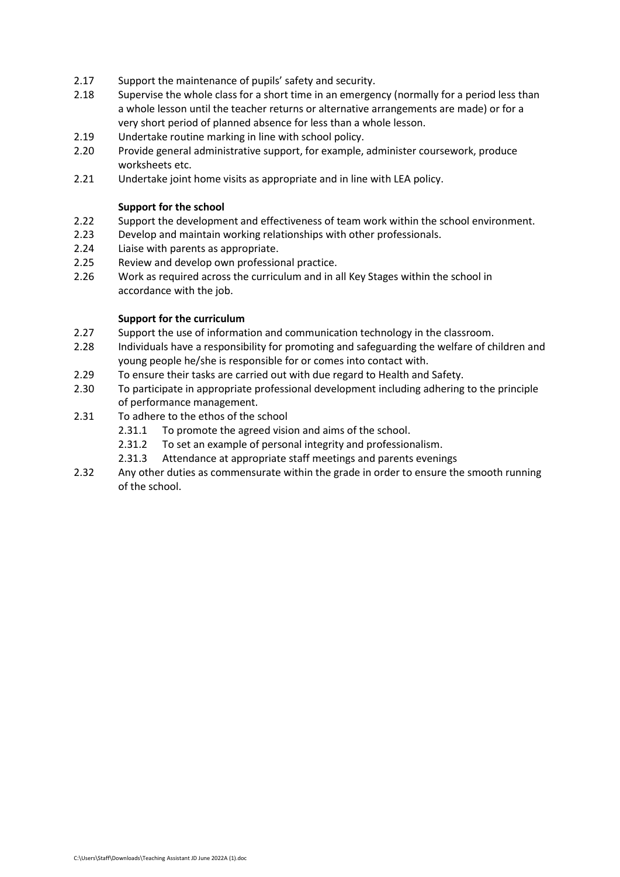2.17 Support the maintenance of pupils' safety and security.

2.18 Supervise the whole class for a short time in an emergency (normally for a period less than a whole lesson until the teacher returns or alternative arrangements are made) or for a very short period of planned absence for less than a whole lesson.

2.19 Undertake routine marking in line with school policy.

2.20 Provide general administrative support, for example, administer coursework, produce worksheets etc.

2.21 Undertake joint home visits as appropriate and in line with LEA policy.

**Support for the school**

2.22 Support the development and effectiveness of team work within the school environment.

2.23 Develop and maintain working relationships with other professionals.

2.24 Liaise with parents as appropriate.

2.25 Review and develop own professional practice.

2.26 Work as required across the curriculum and in all Key Stages within the school in accordance with the job.

**Support for the curriculum**

2.27 Support the use of information and communication technology in the classroom.

2.28 Individuals have a responsibility for promoting and safeguarding the welfare of children and young people he/she is responsible for or comes into contact with.

2.29 To ensure their tasks are carried out with due regard to Health and Safety.

2.30 To participate in appropriate professional development including adhering to the principle of performance management.

2.31 To adhere to the ethos of the school

- 2.31.1 To promote the agreed vision and aims of the school.
- 2.31.2 To set an example of personal integrity and professionalism.
- 2.31.3 Attendance at appropriate staff meetings and parents evenings

2.32 Any other duties as commensurate within the grade in order to ensure the smooth running of the school.

C:\Users\Staff\Downloads\Teaching Assistant JD June 2022A (1).doc